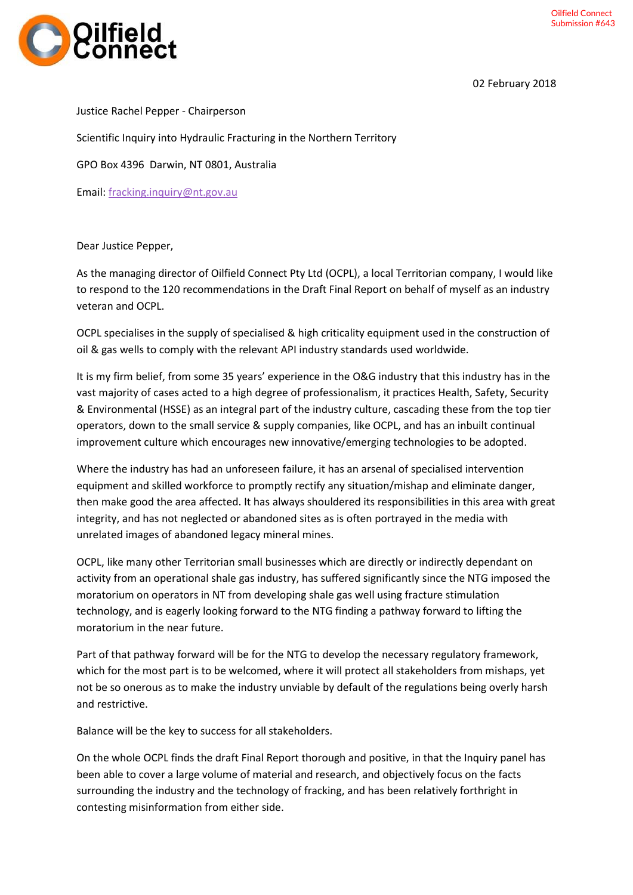Oilfield Connect
Submission #643

02 February 2018

Justice Rachel Pepper - Chairperson

Scientific Inquiry into Hydraulic Fracturing in the Northern Territory

GPO Box 4396 Darwin, NT 0801, Australia

Email: fracking.inquiry@nt.gov.au

Dear Justice Pepper,

As the managing director of Oilfield Connect Pty Ltd (OCPL), a local Territorian company, I would like to respond to the 120 recommendations in the Draft Final Report on behalf of myself as an industry veteran and OCPL.

OCPL specialises in the supply of specialised & high criticality equipment used in the construction of oil & gas wells to comply with the relevant API industry standards used worldwide.

It is my firm belief, from some 35 years' experience in the O&G industry that this industry has in the vast majority of cases acted to a high degree of professionalism, it practices Health, Safety, Security & Environmental (HSSE) as an integral part of the industry culture, cascading these from the top tier operators, down to the small service & supply companies, like OCPL, and has an inbuilt continual improvement culture which encourages new innovative/emerging technologies to be adopted.

Where the industry has had an unforeseen failure, it has an arsenal of specialised intervention equipment and skilled workforce to promptly rectify any situation/mishap and eliminate danger, then make good the area affected. It has always shouldered its responsibilities in this area with great integrity, and has not neglected or abandoned sites as is often portrayed in the media with unrelated images of abandoned legacy mineral mines.

OCPL, like many other Territorian small businesses which are directly or indirectly dependant on activity from an operational shale gas industry, has suffered significantly since the NTG imposed the moratorium on operators in NT from developing shale gas well using fracture stimulation technology, and is eagerly looking forward to the NTG finding a pathway forward to lifting the moratorium in the near future.

Part of that pathway forward will be for the NTG to develop the necessary regulatory framework, which for the most part is to be welcomed, where it will protect all stakeholders from mishaps, yet not be so onerous as to make the industry unviable by default of the regulations being overly harsh and restrictive.

Balance will be the key to success for all stakeholders.

On the whole OCPL finds the draft Final Report thorough and positive, in that the Inquiry panel has been able to cover a large volume of material and research, and objectively focus on the facts surrounding the industry and the technology of fracking, and has been relatively forthright in contesting misinformation from either side.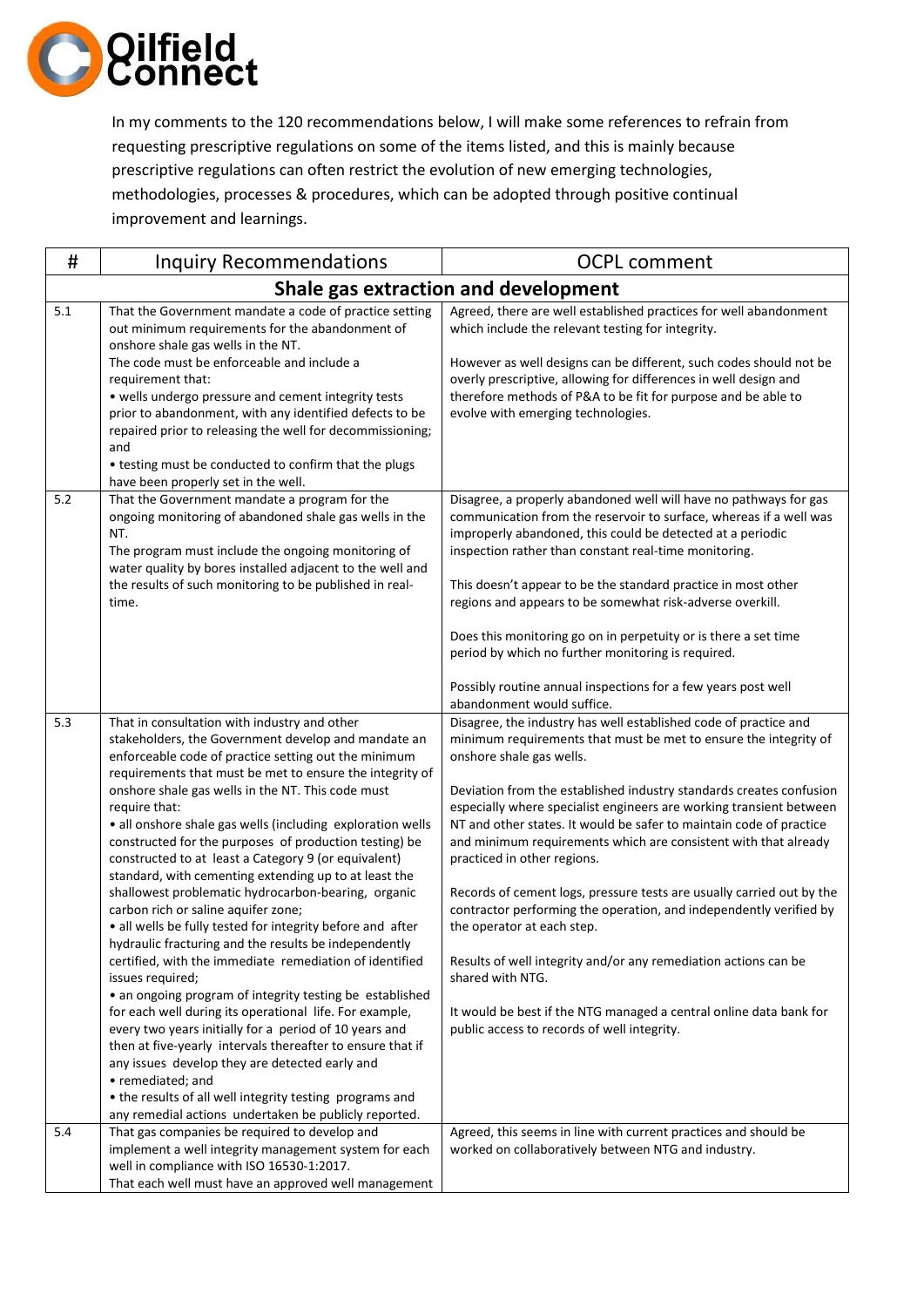In my comments to the 120 recommendations below, I will make some references to refrain from requesting prescriptive regulations on some of the items listed, and this is mainly because prescriptive regulations can often restrict the evolution of new emerging technologies, methodologies, processes & procedures, which can be adopted through positive continual improvement and learnings.

| # | Inquiry Recommendations | OCPL comment |
|---|---|---|
| **Shale gas extraction and development** | | |
| 5.1 | That the Government mandate a code of practice setting out minimum requirements for the abandonment of onshore shale gas wells in the NT.<br>The code must be enforceable and include a requirement that:<br>• wells undergo pressure and cement integrity tests prior to abandonment, with any identified defects to be repaired prior to releasing the well for decommissioning; and<br>• testing must be conducted to confirm that the plugs have been properly set in the well. | Agreed, there are well established practices for well abandonment which include the relevant testing for integrity.<br><br>However as well designs can be different, such codes should not be overly prescriptive, allowing for differences in well design and therefore methods of P&A to be fit for purpose and be able to evolve with emerging technologies. |
| 5.2 | That the Government mandate a program for the ongoing monitoring of abandoned shale gas wells in the NT.<br>The program must include the ongoing monitoring of water quality by bores installed adjacent to the well and the results of such monitoring to be published in real-time. | Disagree, a properly abandoned well will have no pathways for gas communication from the reservoir to surface, whereas if a well was improperly abandoned, this could be detected at a periodic inspection rather than constant real-time monitoring.<br><br>This doesn't appear to be the standard practice in most other regions and appears to be somewhat risk-adverse overkill.<br><br>Does this monitoring go on in perpetuity or is there a set time period by which no further monitoring is required.<br><br>Possibly routine annual inspections for a few years post well abandonment would suffice. |
| 5.3 | That in consultation with industry and other stakeholders, the Government develop and mandate an enforceable code of practice setting out the minimum requirements that must be met to ensure the integrity of onshore shale gas wells in the NT. This code must require that:<br>• all onshore shale gas wells (including exploration wells constructed for the purposes of production testing) be constructed to at least a Category 9 (or equivalent) standard, with cementing extending up to at least the shallowest problematic hydrocarbon-bearing, organic carbon rich or saline aquifer zone;<br>• all wells be fully tested for integrity before and after hydraulic fracturing and the results be independently certified, with the immediate remediation of identified issues required;<br>• an ongoing program of integrity testing be established for each well during its operational life. For example, every two years initially for a period of 10 years and then at five-yearly intervals thereafter to ensure that if any issues develop they are detected early and<br>• remediated; and<br>• the results of all well integrity testing programs and any remedial actions undertaken be publicly reported. | Disagree, the industry has well established code of practice and minimum requirements that must be met to ensure the integrity of onshore shale gas wells.<br><br>Deviation from the established industry standards creates confusion especially where specialist engineers are working transient between NT and other states. It would be safer to maintain code of practice and minimum requirements which are consistent with that already practiced in other regions.<br><br>Records of cement logs, pressure tests are usually carried out by the contractor performing the operation, and independently verified by the operator at each step.<br><br>Results of well integrity and/or any remediation actions can be shared with NTG.<br><br>It would be best if the NTG managed a central online data bank for public access to records of well integrity. |
| 5.4 | That gas companies be required to develop and implement a well integrity management system for each well in compliance with ISO 16530-1:2017.<br>That each well must have an approved well management | Agreed, this seems in line with current practices and should be worked on collaboratively between NTG and industry. |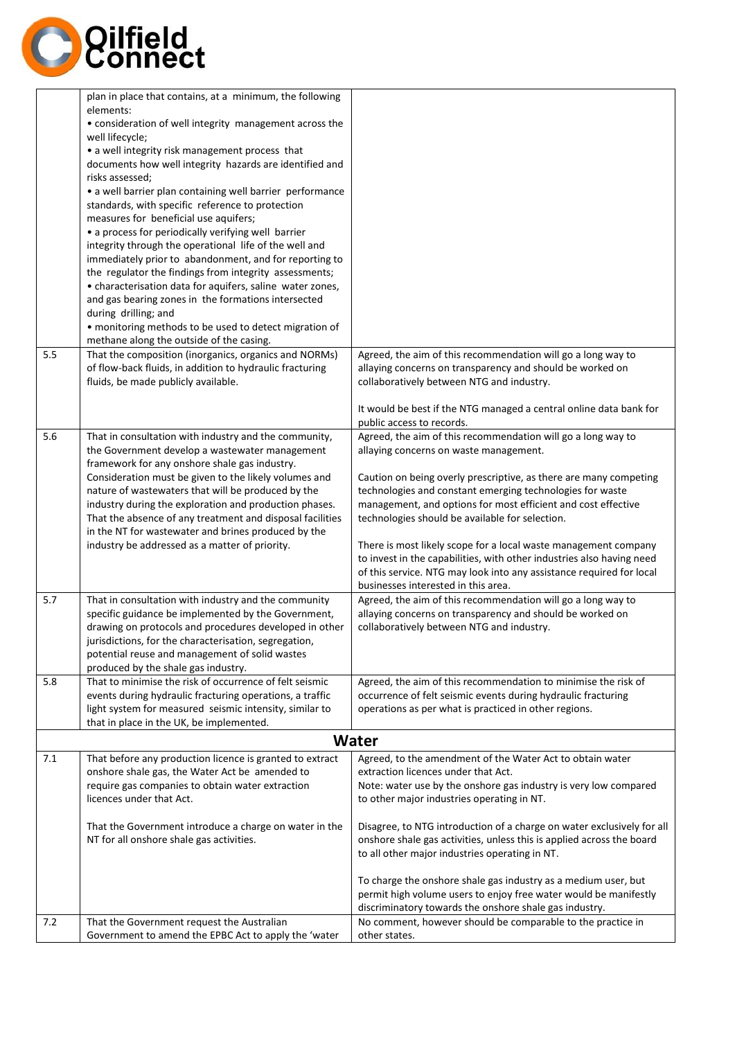| | | |
|---|---|---|
| | plan in place that contains, at a minimum, the following elements:<br>• consideration of well integrity management across the well lifecycle;<br>• a well integrity risk management process that documents how well integrity hazards are identified and risks assessed;<br>• a well barrier plan containing well barrier performance standards, with specific reference to protection measures for beneficial use aquifers;<br>• a process for periodically verifying well barrier integrity through the operational life of the well and immediately prior to abandonment, and for reporting to the regulator the findings from integrity assessments;<br>• characterisation data for aquifers, saline water zones, and gas bearing zones in the formations intersected during drilling; and<br>• monitoring methods to be used to detect migration of methane along the outside of the casing. | |
| 5.5 | That the composition (inorganics, organics and NORMs) of flow-back fluids, in addition to hydraulic fracturing fluids, be made publicly available. | Agreed, the aim of this recommendation will go a long way to allaying concerns on transparency and should be worked on collaboratively between NTG and industry.<br><br>It would be best if the NTG managed a central online data bank for public access to records. |
| 5.6 | That in consultation with industry and the community, the Government develop a wastewater management framework for any onshore shale gas industry. Consideration must be given to the likely volumes and nature of wastewaters that will be produced by the industry during the exploration and production phases. That the absence of any treatment and disposal facilities in the NT for wastewater and brines produced by the industry be addressed as a matter of priority. | Agreed, the aim of this recommendation will go a long way to allaying concerns on waste management.<br><br>Caution on being overly prescriptive, as there are many competing technologies and constant emerging technologies for waste management, and options for most efficient and cost effective technologies should be available for selection.<br><br>There is most likely scope for a local waste management company to invest in the capabilities, with other industries also having need of this service. NTG may look into any assistance required for local businesses interested in this area. |
| 5.7 | That in consultation with industry and the community specific guidance be implemented by the Government, drawing on protocols and procedures developed in other jurisdictions, for the characterisation, segregation, potential reuse and management of solid wastes produced by the shale gas industry. | Agreed, the aim of this recommendation will go a long way to allaying concerns on transparency and should be worked on collaboratively between NTG and industry. |
| 5.8 | That to minimise the risk of occurrence of felt seismic events during hydraulic fracturing operations, a traffic light system for measured seismic intensity, similar to that in place in the UK, be implemented. | Agreed, the aim of this recommendation to minimise the risk of occurrence of felt seismic events during hydraulic fracturing operations as per what is practiced in other regions. |
| | **Water** | |
| 7.1 | That before any production licence is granted to extract onshore shale gas, the Water Act be amended to require gas companies to obtain water extraction licences under that Act.<br><br>That the Government introduce a charge on water in the NT for all onshore shale gas activities. | Agreed, to the amendment of the Water Act to obtain water extraction licences under that Act.<br>Note: water use by the onshore gas industry is very low compared to other major industries operating in NT.<br><br>Disagree, to NTG introduction of a charge on water exclusively for all onshore shale gas activities, unless this is applied across the board to all other major industries operating in NT.<br><br>To charge the onshore shale gas industry as a medium user, but permit high volume users to enjoy free water would be manifestly discriminatory towards the onshore shale gas industry. |
| 7.2 | That the Government request the Australian Government to amend the EPBC Act to apply the 'water | No comment, however should be comparable to the practice in other states. |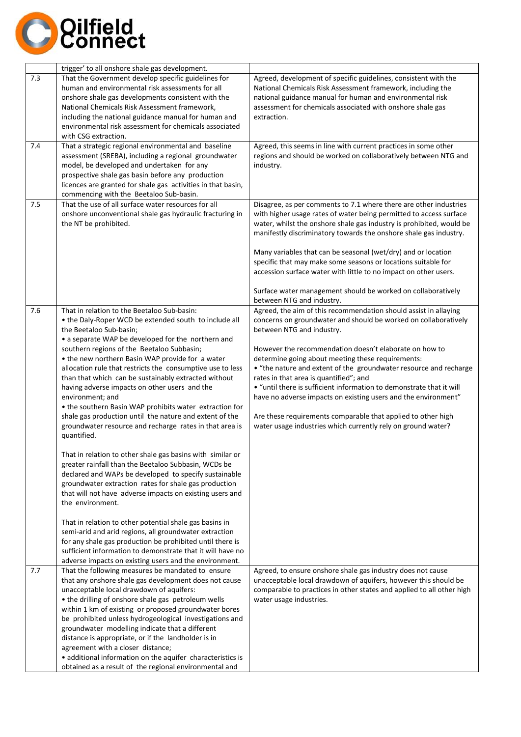| | | |
|---|---|---|
| | trigger' to all onshore shale gas development. | |
| 7.3 | That the Government develop specific guidelines for human and environmental risk assessments for all onshore shale gas developments consistent with the National Chemicals Risk Assessment framework, including the national guidance manual for human and environmental risk assessment for chemicals associated with CSG extraction. | Agreed, development of specific guidelines, consistent with the National Chemicals Risk Assessment framework, including the national guidance manual for human and environmental risk assessment for chemicals associated with onshore shale gas extraction. |
| 7.4 | That a strategic regional environmental and baseline assessment (SREBA), including a regional groundwater model, be developed and undertaken for any prospective shale gas basin before any production licences are granted for shale gas activities in that basin, commencing with the Beetaloo Sub-basin. | Agreed, this seems in line with current practices in some other regions and should be worked on collaboratively between NTG and industry. |
| 7.5 | That the use of all surface water resources for all onshore unconventional shale gas hydraulic fracturing in the NT be prohibited. | Disagree, as per comments to 7.1 where there are other industries with higher usage rates of water being permitted to access surface water, whilst the onshore shale gas industry is prohibited, would be manifestly discriminatory towards the onshore shale gas industry.<br><br>Many variables that can be seasonal (wet/dry) and or location specific that may make some seasons or locations suitable for accession surface water with little to no impact on other users.<br><br>Surface water management should be worked on collaboratively between NTG and industry. |
| 7.6 | That in relation to the Beetaloo Sub-basin:<br>• the Daly-Roper WCD be extended south to include all the Beetaloo Sub-basin;<br>• a separate WAP be developed for the northern and southern regions of the Beetaloo Subbasin;<br>• the new northern Basin WAP provide for a water allocation rule that restricts the consumptive use to less than that which can be sustainably extracted without having adverse impacts on other users and the environment; and<br>• the southern Basin WAP prohibits water extraction for shale gas production until the nature and extent of the groundwater resource and recharge rates in that area is quantified.<br><br>That in relation to other shale gas basins with similar or greater rainfall than the Beetaloo Subbasin, WCDs be declared and WAPs be developed to specify sustainable groundwater extraction rates for shale gas production that will not have adverse impacts on existing users and the environment.<br><br>That in relation to other potential shale gas basins in semi-arid and arid regions, all groundwater extraction for any shale gas production be prohibited until there is sufficient information to demonstrate that it will have no adverse impacts on existing users and the environment. | Agreed, the aim of this recommendation should assist in allaying concerns on groundwater and should be worked on collaboratively between NTG and industry.<br><br>However the recommendation doesn't elaborate on how to determine going about meeting these requirements:<br>• "the nature and extent of the groundwater resource and recharge rates in that area is quantified"; and<br>• "until there is sufficient information to demonstrate that it will have no adverse impacts on existing users and the environment"<br><br>Are these requirements comparable that applied to other high water usage industries which currently rely on ground water? |
| 7.7 | That the following measures be mandated to ensure that any onshore shale gas development does not cause unacceptable local drawdown of aquifers:<br>• the drilling of onshore shale gas petroleum wells within 1 km of existing or proposed groundwater bores be prohibited unless hydrogeological investigations and groundwater modelling indicate that a different distance is appropriate, or if the landholder is in agreement with a closer distance;<br>• additional information on the aquifer characteristics is obtained as a result of the regional environmental and | Agreed, to ensure onshore shale gas industry does not cause unacceptable local drawdown of aquifers, however this should be comparable to practices in other states and applied to all other high water usage industries. |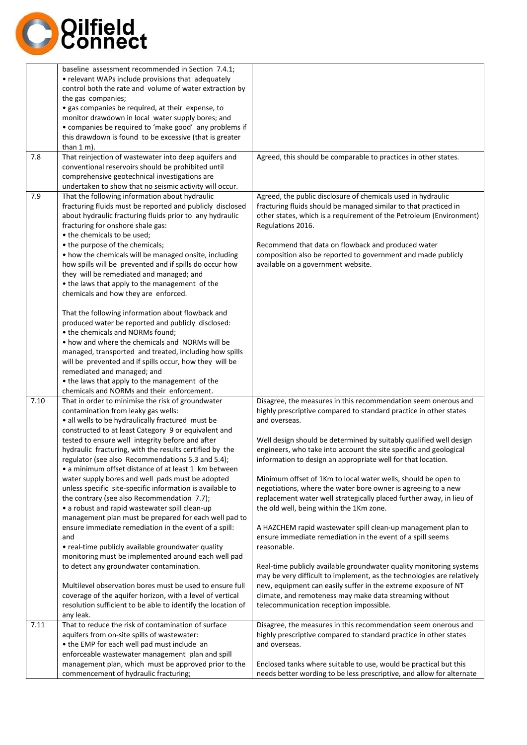| | | |
|---|---|---|
| | baseline assessment recommended in Section 7.4.1;<br>• relevant WAPs include provisions that adequately control both the rate and volume of water extraction by the gas companies;<br>• gas companies be required, at their expense, to monitor drawdown in local water supply bores; and<br>• companies be required to 'make good' any problems if this drawdown is found to be excessive (that is greater than 1 m). | |
| 7.8 | That reinjection of wastewater into deep aquifers and conventional reservoirs should be prohibited until comprehensive geotechnical investigations are undertaken to show that no seismic activity will occur. | Agreed, this should be comparable to practices in other states. |
| 7.9 | That the following information about hydraulic fracturing fluids must be reported and publicly disclosed about hydraulic fracturing fluids prior to any hydraulic fracturing for onshore shale gas:<br>• the chemicals to be used;<br>• the purpose of the chemicals;<br>• how the chemicals will be managed onsite, including how spills will be prevented and if spills do occur how they will be remediated and managed; and<br>• the laws that apply to the management of the chemicals and how they are enforced.<br><br>That the following information about flowback and produced water be reported and publicly disclosed:<br>• the chemicals and NORMs found;<br>• how and where the chemicals and NORMs will be managed, transported and treated, including how spills will be prevented and if spills occur, how they will be remediated and managed; and<br>• the laws that apply to the management of the chemicals and NORMs and their enforcement. | Agreed, the public disclosure of chemicals used in hydraulic fracturing fluids should be managed similar to that practiced in other states, which is a requirement of the Petroleum (Environment) Regulations 2016.<br><br>Recommend that data on flowback and produced water composition also be reported to government and made publicly available on a government website. |
| 7.10 | That in order to minimise the risk of groundwater contamination from leaky gas wells:<br>• all wells to be hydraulically fractured must be constructed to at least Category 9 or equivalent and tested to ensure well integrity before and after hydraulic fracturing, with the results certified by the regulator (see also Recommendations 5.3 and 5.4);<br>• a minimum offset distance of at least 1 km between water supply bores and well pads must be adopted unless specific site-specific information is available to the contrary (see also Recommendation 7.7);<br>• a robust and rapid wastewater spill clean-up management plan must be prepared for each well pad to ensure immediate remediation in the event of a spill: and<br>• real-time publicly available groundwater quality monitoring must be implemented around each well pad to detect any groundwater contamination.<br><br>Multilevel observation bores must be used to ensure full coverage of the aquifer horizon, with a level of vertical resolution sufficient to be able to identify the location of any leak. | Disagree, the measures in this recommendation seem onerous and highly prescriptive compared to standard practice in other states and overseas.<br><br>Well design should be determined by suitably qualified well design engineers, who take into account the site specific and geological information to design an appropriate well for that location.<br><br>Minimum offset of 1Km to local water wells, should be open to negotiations, where the water bore owner is agreeing to a new replacement water well strategically placed further away, in lieu of the old well, being within the 1Km zone.<br><br>A HAZCHEM rapid wastewater spill clean-up management plan to ensure immediate remediation in the event of a spill seems reasonable.<br><br>Real-time publicly available groundwater quality monitoring systems may be very difficult to implement, as the technologies are relatively new, equipment can easily suffer in the extreme exposure of NT climate, and remoteness may make data streaming without telecommunication reception impossible. |
| 7.11 | That to reduce the risk of contamination of surface aquifers from on-site spills of wastewater:<br>• the EMP for each well pad must include an enforceable wastewater management plan and spill management plan, which must be approved prior to the commencement of hydraulic fracturing; | Disagree, the measures in this recommendation seem onerous and highly prescriptive compared to standard practice in other states and overseas.<br><br>Enclosed tanks where suitable to use, would be practical but this needs better wording to be less prescriptive, and allow for alternate |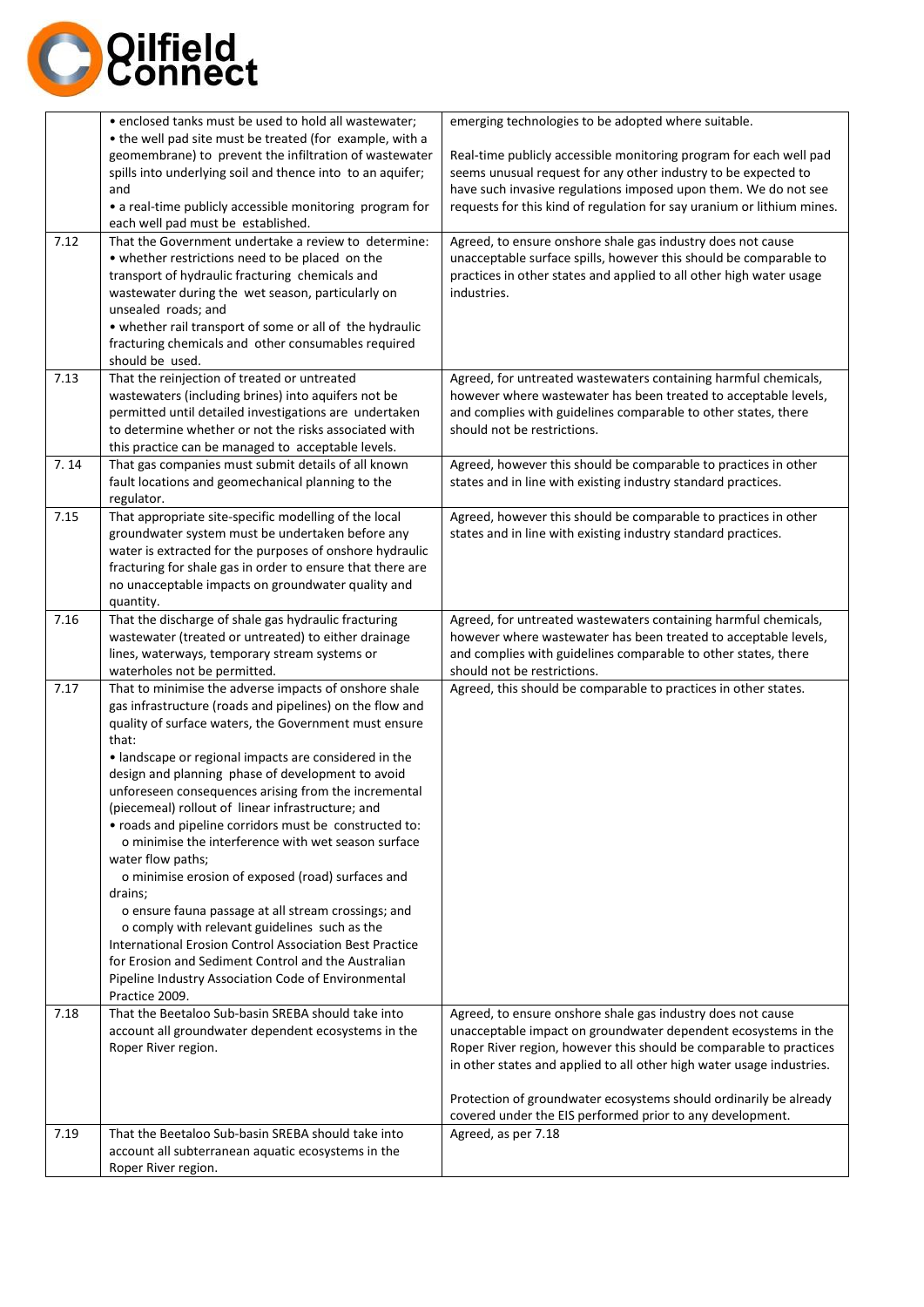| | | |
|---|---|---|
| | • enclosed tanks must be used to hold all wastewater;<br>• the well pad site must be treated (for example, with a geomembrane) to prevent the infiltration of wastewater spills into underlying soil and thence into to an aquifer; and<br>• a real-time publicly accessible monitoring program for each well pad must be established. | emerging technologies to be adopted where suitable.<br><br>Real-time publicly accessible monitoring program for each well pad seems unusual request for any other industry to be expected to have such invasive regulations imposed upon them. We do not see requests for this kind of regulation for say uranium or lithium mines. |
| 7.12 | That the Government undertake a review to determine:<br>• whether restrictions need to be placed on the transport of hydraulic fracturing chemicals and wastewater during the wet season, particularly on unsealed roads; and<br>• whether rail transport of some or all of the hydraulic fracturing chemicals and other consumables required should be used. | Agreed, to ensure onshore shale gas industry does not cause unacceptable surface spills, however this should be comparable to practices in other states and applied to all other high water usage industries. |
| 7.13 | That the reinjection of treated or untreated wastewaters (including brines) into aquifers not be permitted until detailed investigations are undertaken to determine whether or not the risks associated with this practice can be managed to acceptable levels. | Agreed, for untreated wastewaters containing harmful chemicals, however where wastewater has been treated to acceptable levels, and complies with guidelines comparable to other states, there should not be restrictions. |
| 7. 14 | That gas companies must submit details of all known fault locations and geomechanical planning to the regulator. | Agreed, however this should be comparable to practices in other states and in line with existing industry standard practices. |
| 7.15 | That appropriate site-specific modelling of the local groundwater system must be undertaken before any water is extracted for the purposes of onshore hydraulic fracturing for shale gas in order to ensure that there are no unacceptable impacts on groundwater quality and quantity. | Agreed, however this should be comparable to practices in other states and in line with existing industry standard practices. |
| 7.16 | That the discharge of shale gas hydraulic fracturing wastewater (treated or untreated) to either drainage lines, waterways, temporary stream systems or waterholes not be permitted. | Agreed, for untreated wastewaters containing harmful chemicals, however where wastewater has been treated to acceptable levels, and complies with guidelines comparable to other states, there should not be restrictions. |
| 7.17 | That to minimise the adverse impacts of onshore shale gas infrastructure (roads and pipelines) on the flow and quality of surface waters, the Government must ensure that:<br>• landscape or regional impacts are considered in the design and planning phase of development to avoid unforeseen consequences arising from the incremental (piecemeal) rollout of linear infrastructure; and<br>• roads and pipeline corridors must be constructed to:<br>  o minimise the interference with wet season surface water flow paths;<br>  o minimise erosion of exposed (road) surfaces and drains;<br>  o ensure fauna passage at all stream crossings; and<br>  o comply with relevant guidelines such as the International Erosion Control Association Best Practice for Erosion and Sediment Control and the Australian Pipeline Industry Association Code of Environmental Practice 2009. | Agreed, this should be comparable to practices in other states. |
| 7.18 | That the Beetaloo Sub-basin SREBA should take into account all groundwater dependent ecosystems in the Roper River region. | Agreed, to ensure onshore shale gas industry does not cause unacceptable impact on groundwater dependent ecosystems in the Roper River region, however this should be comparable to practices in other states and applied to all other high water usage industries.<br><br>Protection of groundwater ecosystems should ordinarily be already covered under the EIS performed prior to any development. |
| 7.19 | That the Beetaloo Sub-basin SREBA should take into account all subterranean aquatic ecosystems in the Roper River region. | Agreed, as per 7.18 |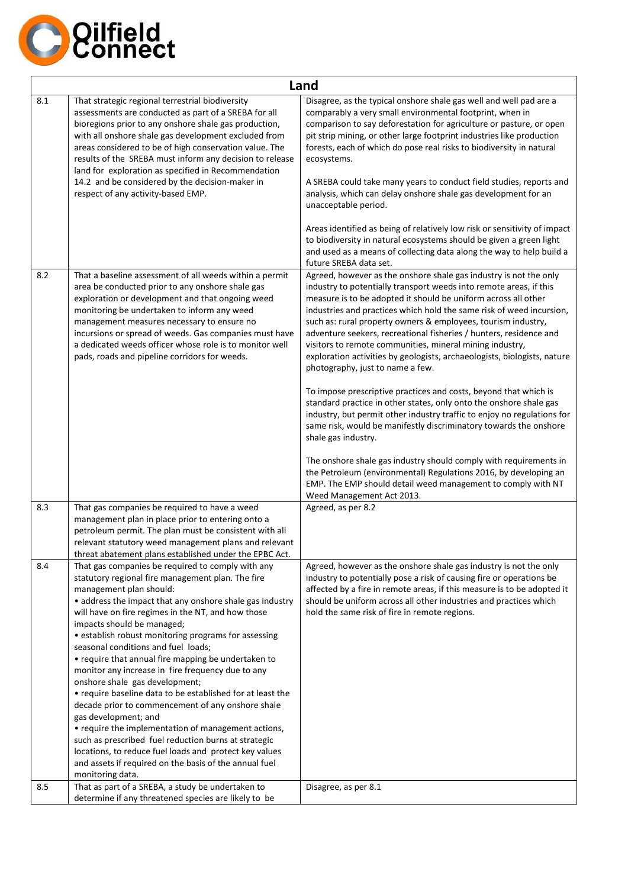| Land | | |
|---|---|---|
| 8.1 | That strategic regional terrestrial biodiversity assessments are conducted as part of a SREBA for all bioregions prior to any onshore shale gas production, with all onshore shale gas development excluded from areas considered to be of high conservation value. The results of the SREBA must inform any decision to release land for exploration as specified in Recommendation 14.2 and be considered by the decision-maker in respect of any activity-based EMP. | Disagree, as the typical onshore shale gas well and well pad are a comparably a very small environmental footprint, when in comparison to say deforestation for agriculture or pasture, or open pit strip mining, or other large footprint industries like production forests, each of which do pose real risks to biodiversity in natural ecosystems.<br><br>A SREBA could take many years to conduct field studies, reports and analysis, which can delay onshore shale gas development for an unacceptable period.<br><br>Areas identified as being of relatively low risk or sensitivity of impact to biodiversity in natural ecosystems should be given a green light and used as a means of collecting data along the way to help build a future SREBA data set. |
| 8.2 | That a baseline assessment of all weeds within a permit area be conducted prior to any onshore shale gas exploration or development and that ongoing weed monitoring be undertaken to inform any weed management measures necessary to ensure no incursions or spread of weeds. Gas companies must have a dedicated weeds officer whose role is to monitor well pads, roads and pipeline corridors for weeds. | Agreed, however as the onshore shale gas industry is not the only industry to potentially transport weeds into remote areas, if this measure is to be adopted it should be uniform across all other industries and practices which hold the same risk of weed incursion, such as: rural property owners & employees, tourism industry, adventure seekers, recreational fisheries / hunters, residence and visitors to remote communities, mineral mining industry, exploration activities by geologists, archaeologists, biologists, nature photography, just to name a few.<br><br>To impose prescriptive practices and costs, beyond that which is standard practice in other states, only onto the onshore shale gas industry, but permit other industry traffic to enjoy no regulations for same risk, would be manifestly discriminatory towards the onshore shale gas industry.<br><br>The onshore shale gas industry should comply with requirements in the Petroleum (environmental) Regulations 2016, by developing an EMP. The EMP should detail weed management to comply with NT Weed Management Act 2013. |
| 8.3 | That gas companies be required to have a weed management plan in place prior to entering onto a petroleum permit. The plan must be consistent with all relevant statutory weed management plans and relevant threat abatement plans established under the EPBC Act. | Agreed, as per 8.2 |
| 8.4 | That gas companies be required to comply with any statutory regional fire management plan. The fire management plan should:<br>• address the impact that any onshore shale gas industry will have on fire regimes in the NT, and how those impacts should be managed;<br>• establish robust monitoring programs for assessing seasonal conditions and fuel loads;<br>• require that annual fire mapping be undertaken to monitor any increase in fire frequency due to any onshore shale gas development;<br>• require baseline data to be established for at least the decade prior to commencement of any onshore shale gas development; and<br>• require the implementation of management actions, such as prescribed fuel reduction burns at strategic locations, to reduce fuel loads and protect key values and assets if required on the basis of the annual fuel monitoring data. | Agreed, however as the onshore shale gas industry is not the only industry to potentially pose a risk of causing fire or operations be affected by a fire in remote areas, if this measure is to be adopted it should be uniform across all other industries and practices which hold the same risk of fire in remote regions. |
| 8.5 | That as part of a SREBA, a study be undertaken to determine if any threatened species are likely to be | Disagree, as per 8.1 |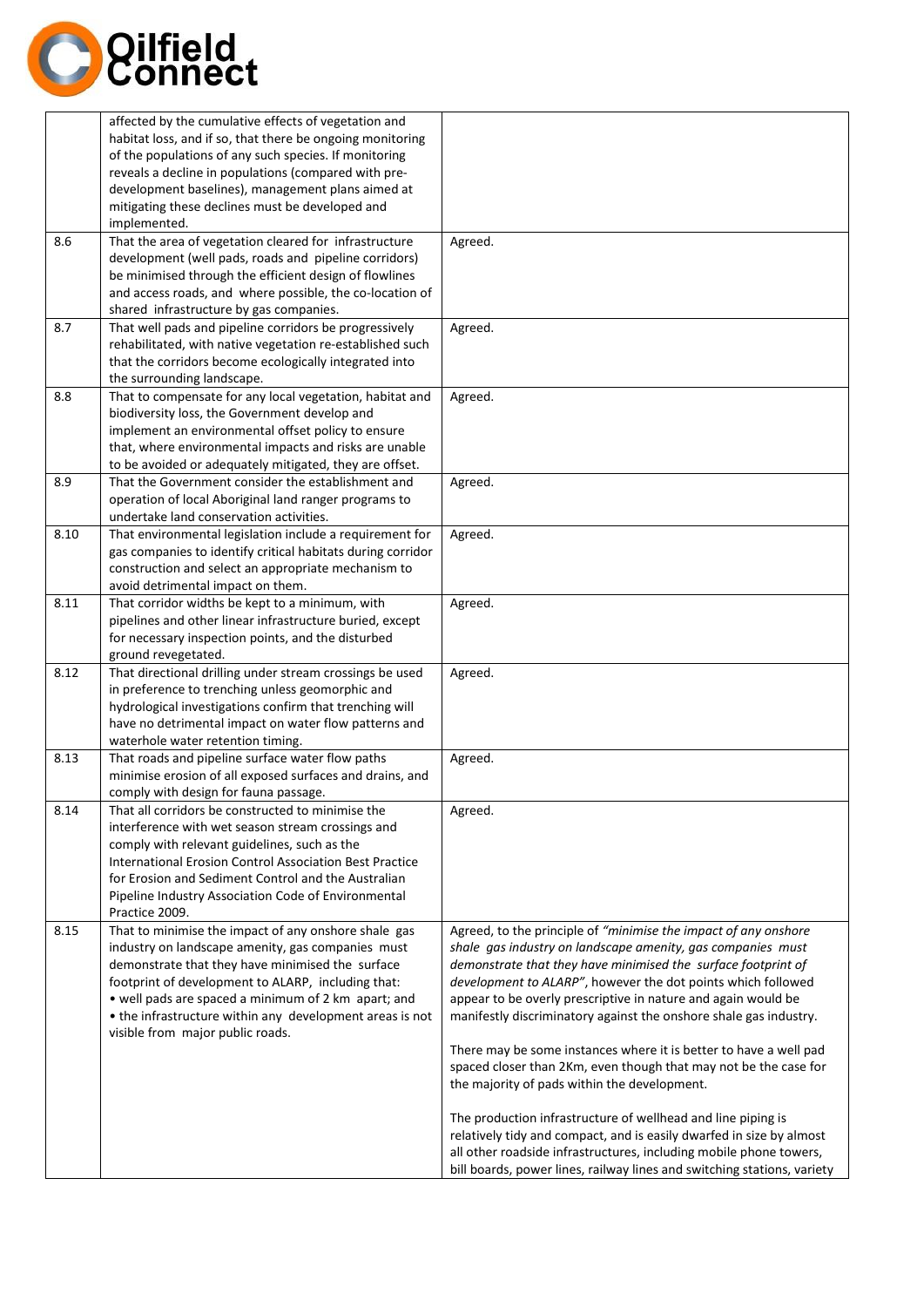| | | |
|---|---|---|
| | affected by the cumulative effects of vegetation and habitat loss, and if so, that there be ongoing monitoring of the populations of any such species. If monitoring reveals a decline in populations (compared with pre-development baselines), management plans aimed at mitigating these declines must be developed and implemented. | |
| 8.6 | That the area of vegetation cleared for infrastructure development (well pads, roads and pipeline corridors) be minimised through the efficient design of flowlines and access roads, and where possible, the co-location of shared infrastructure by gas companies. | Agreed. |
| 8.7 | That well pads and pipeline corridors be progressively rehabilitated, with native vegetation re-established such that the corridors become ecologically integrated into the surrounding landscape. | Agreed. |
| 8.8 | That to compensate for any local vegetation, habitat and biodiversity loss, the Government develop and implement an environmental offset policy to ensure that, where environmental impacts and risks are unable to be avoided or adequately mitigated, they are offset. | Agreed. |
| 8.9 | That the Government consider the establishment and operation of local Aboriginal land ranger programs to undertake land conservation activities. | Agreed. |
| 8.10 | That environmental legislation include a requirement for gas companies to identify critical habitats during corridor construction and select an appropriate mechanism to avoid detrimental impact on them. | Agreed. |
| 8.11 | That corridor widths be kept to a minimum, with pipelines and other linear infrastructure buried, except for necessary inspection points, and the disturbed ground revegetated. | Agreed. |
| 8.12 | That directional drilling under stream crossings be used in preference to trenching unless geomorphic and hydrological investigations confirm that trenching will have no detrimental impact on water flow patterns and waterhole water retention timing. | Agreed. |
| 8.13 | That roads and pipeline surface water flow paths minimise erosion of all exposed surfaces and drains, and comply with design for fauna passage. | Agreed. |
| 8.14 | That all corridors be constructed to minimise the interference with wet season stream crossings and comply with relevant guidelines, such as the International Erosion Control Association Best Practice for Erosion and Sediment Control and the Australian Pipeline Industry Association Code of Environmental Practice 2009. | Agreed. |
| 8.15 | That to minimise the impact of any onshore shale gas industry on landscape amenity, gas companies must demonstrate that they have minimised the surface footprint of development to ALARP, including that:<br>• well pads are spaced a minimum of 2 km apart; and<br>• the infrastructure within any development areas is not visible from major public roads. | Agreed, to the principle of *"minimise the impact of any onshore shale gas industry on landscape amenity, gas companies must demonstrate that they have minimised the surface footprint of development to ALARP"*, however the dot points which followed appear to be overly prescriptive in nature and again would be manifestly discriminatory against the onshore shale gas industry.<br><br>There may be some instances where it is better to have a well pad spaced closer than 2Km, even though that may not be the case for the majority of pads within the development.<br><br>The production infrastructure of wellhead and line piping is relatively tidy and compact, and is easily dwarfed in size by almost all other roadside infrastructures, including mobile phone towers, bill boards, power lines, railway lines and switching stations, variety |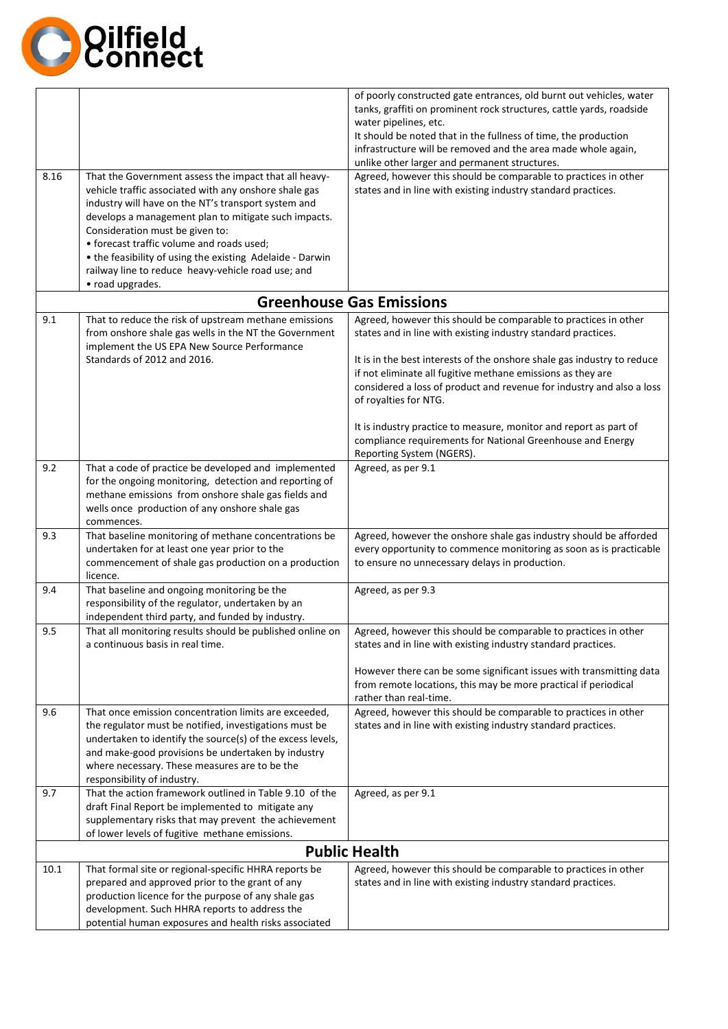| | | |
|---|---|---|
| | | of poorly constructed gate entrances, old burnt out vehicles, water tanks, graffiti on prominent rock structures, cattle yards, roadside water pipelines, etc.<br>It should be noted that in the fullness of time, the production infrastructure will be removed and the area made whole again, unlike other larger and permanent structures. |
| 8.16 | That the Government assess the impact that all heavy-vehicle traffic associated with any onshore shale gas industry will have on the NT's transport system and develops a management plan to mitigate such impacts. Consideration must be given to:<br>• forecast traffic volume and roads used;<br>• the feasibility of using the existing Adelaide - Darwin railway line to reduce heavy-vehicle road use; and<br>• road upgrades. | Agreed, however this should be comparable to practices in other states and in line with existing industry standard practices. |
| | **Greenhouse Gas Emissions** | |
| 9.1 | That to reduce the risk of upstream methane emissions from onshore shale gas wells in the NT the Government implement the US EPA New Source Performance Standards of 2012 and 2016. | Agreed, however this should be comparable to practices in other states and in line with existing industry standard practices.<br><br>It is in the best interests of the onshore shale gas industry to reduce if not eliminate all fugitive methane emissions as they are considered a loss of product and revenue for industry and also a loss of royalties for NTG.<br><br>It is industry practice to measure, monitor and report as part of compliance requirements for National Greenhouse and Energy Reporting System (NGERS). |
| 9.2 | That a code of practice be developed and implemented for the ongoing monitoring, detection and reporting of methane emissions from onshore shale gas fields and wells once production of any onshore shale gas commences. | Agreed, as per 9.1 |
| 9.3 | That baseline monitoring of methane concentrations be undertaken for at least one year prior to the commencement of shale gas production on a production licence. | Agreed, however the onshore shale gas industry should be afforded every opportunity to commence monitoring as soon as is practicable to ensure no unnecessary delays in production. |
| 9.4 | That baseline and ongoing monitoring be the responsibility of the regulator, undertaken by an independent third party, and funded by industry. | Agreed, as per 9.3 |
| 9.5 | That all monitoring results should be published online on a continuous basis in real time. | Agreed, however this should be comparable to practices in other states and in line with existing industry standard practices.<br><br>However there can be some significant issues with transmitting data from remote locations, this may be more practical if periodical rather than real-time. |
| 9.6 | That once emission concentration limits are exceeded, the regulator must be notified, investigations must be undertaken to identify the source(s) of the excess levels, and make-good provisions be undertaken by industry where necessary. These measures are to be the responsibility of industry. | Agreed, however this should be comparable to practices in other states and in line with existing industry standard practices. |
| 9.7 | That the action framework outlined in Table 9.10 of the draft Final Report be implemented to mitigate any supplementary risks that may prevent the achievement of lower levels of fugitive methane emissions. | Agreed, as per 9.1 |
| | **Public Health** | |
| 10.1 | That formal site or regional-specific HHRA reports be prepared and approved prior to the grant of any production licence for the purpose of any shale gas development. Such HHRA reports to address the potential human exposures and health risks associated | Agreed, however this should be comparable to practices in other states and in line with existing industry standard practices. |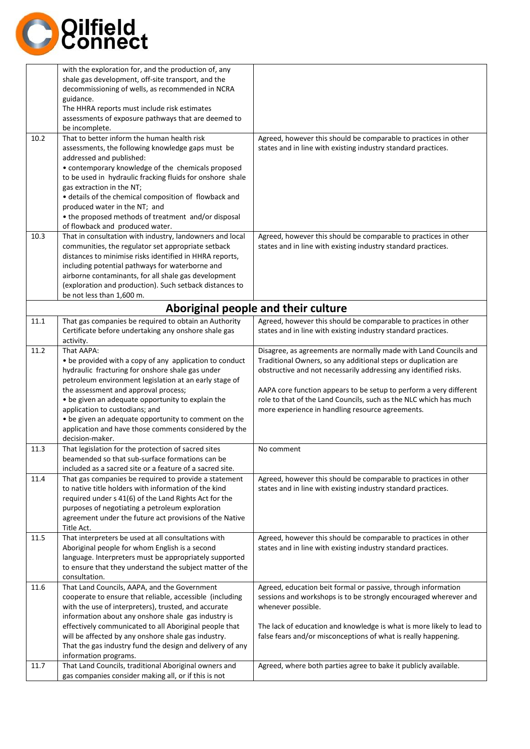| | | |
|---|---|---|
| | with the exploration for, and the production of, any shale gas development, off-site transport, and the decommissioning of wells, as recommended in NCRA guidance.<br>The HHRA reports must include risk estimates assessments of exposure pathways that are deemed to be incomplete. | |
| 10.2 | That to better inform the human health risk assessments, the following knowledge gaps must be addressed and published:<br>• contemporary knowledge of the chemicals proposed to be used in hydraulic fracking fluids for onshore shale gas extraction in the NT;<br>• details of the chemical composition of flowback and produced water in the NT; and<br>• the proposed methods of treatment and/or disposal of flowback and produced water. | Agreed, however this should be comparable to practices in other states and in line with existing industry standard practices. |
| 10.3 | That in consultation with industry, landowners and local communities, the regulator set appropriate setback distances to minimise risks identified in HHRA reports, including potential pathways for waterborne and airborne contaminants, for all shale gas development (exploration and production). Such setback distances to be not less than 1,600 m. | Agreed, however this should be comparable to practices in other states and in line with existing industry standard practices. |
| | **Aboriginal people and their culture** | |
| 11.1 | That gas companies be required to obtain an Authority Certificate before undertaking any onshore shale gas activity. | Agreed, however this should be comparable to practices in other states and in line with existing industry standard practices. |
| 11.2 | That AAPA:<br>• be provided with a copy of any application to conduct hydraulic fracturing for onshore shale gas under petroleum environment legislation at an early stage of the assessment and approval process;<br>• be given an adequate opportunity to explain the application to custodians; and<br>• be given an adequate opportunity to comment on the application and have those comments considered by the decision-maker. | Disagree, as agreements are normally made with Land Councils and Traditional Owners, so any additional steps or duplication are obstructive and not necessarily addressing any identified risks.<br><br>AAPA core function appears to be setup to perform a very different role to that of the Land Councils, such as the NLC which has much more experience in handling resource agreements. |
| 11.3 | That legislation for the protection of sacred sites beamended so that sub-surface formations can be included as a sacred site or a feature of a sacred site. | No comment |
| 11.4 | That gas companies be required to provide a statement to native title holders with information of the kind required under s 41(6) of the Land Rights Act for the purposes of negotiating a petroleum exploration agreement under the future act provisions of the Native Title Act. | Agreed, however this should be comparable to practices in other states and in line with existing industry standard practices. |
| 11.5 | That interpreters be used at all consultations with Aboriginal people for whom English is a second language. Interpreters must be appropriately supported to ensure that they understand the subject matter of the consultation. | Agreed, however this should be comparable to practices in other states and in line with existing industry standard practices. |
| 11.6 | That Land Councils, AAPA, and the Government cooperate to ensure that reliable, accessible (including with the use of interpreters), trusted, and accurate information about any onshore shale gas industry is effectively communicated to all Aboriginal people that will be affected by any onshore shale gas industry. That the gas industry fund the design and delivery of any information programs. | Agreed, education beit formal or passive, through information sessions and workshops is to be strongly encouraged wherever and whenever possible.<br><br>The lack of education and knowledge is what is more likely to lead to false fears and/or misconceptions of what is really happening. |
| 11.7 | That Land Councils, traditional Aboriginal owners and gas companies consider making all, or if this is not | Agreed, where both parties agree to bake it publicly available. |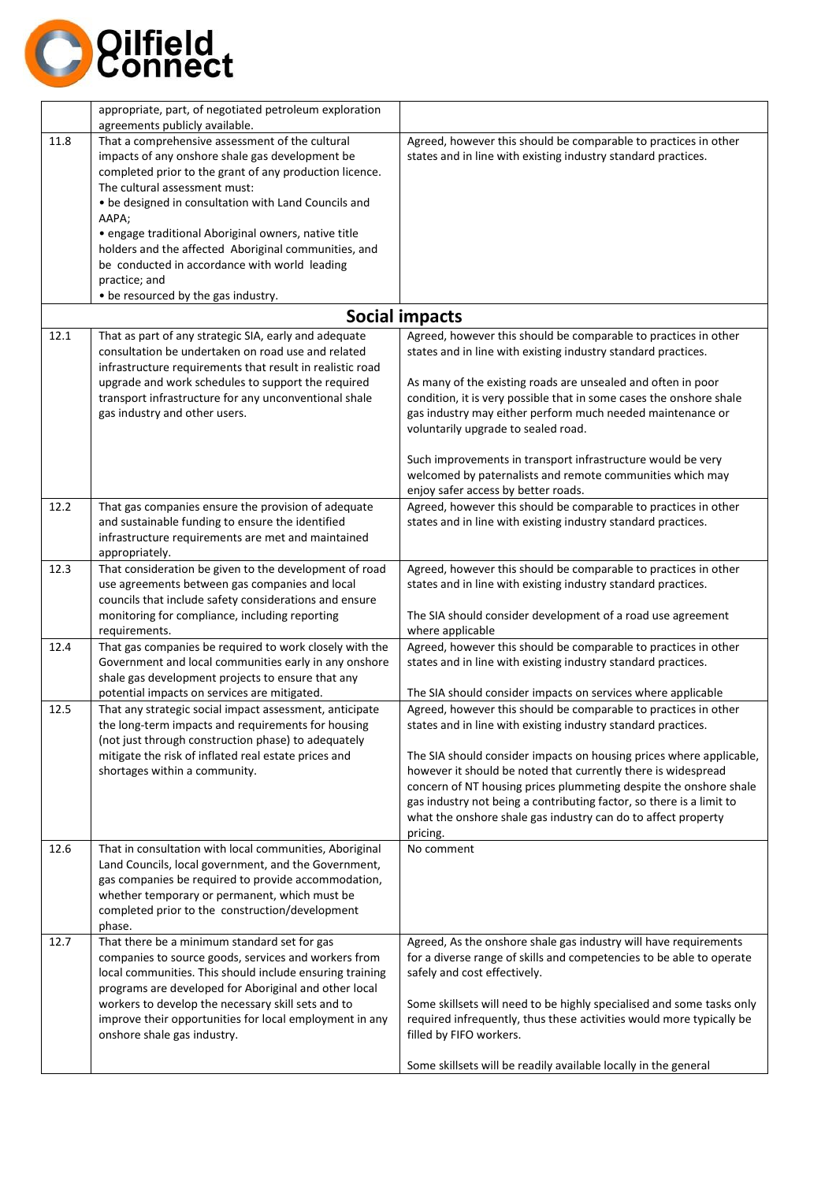| | | |
|---|---|---|
| | appropriate, part, of negotiated petroleum exploration agreements publicly available. | |
| 11.8 | That a comprehensive assessment of the cultural impacts of any onshore shale gas development be completed prior to the grant of any production licence. The cultural assessment must:<br>• be designed in consultation with Land Councils and AAPA;<br>• engage traditional Aboriginal owners, native title holders and the affected Aboriginal communities, and be conducted in accordance with world leading practice; and<br>• be resourced by the gas industry. | Agreed, however this should be comparable to practices in other states and in line with existing industry standard practices. |
| | **Social impacts** | |
| 12.1 | That as part of any strategic SIA, early and adequate consultation be undertaken on road use and related infrastructure requirements that result in realistic road upgrade and work schedules to support the required transport infrastructure for any unconventional shale gas industry and other users. | Agreed, however this should be comparable to practices in other states and in line with existing industry standard practices.<br><br>As many of the existing roads are unsealed and often in poor condition, it is very possible that in some cases the onshore shale gas industry may either perform much needed maintenance or voluntarily upgrade to sealed road.<br><br>Such improvements in transport infrastructure would be very welcomed by paternalists and remote communities which may enjoy safer access by better roads. |
| 12.2 | That gas companies ensure the provision of adequate and sustainable funding to ensure the identified infrastructure requirements are met and maintained appropriately. | Agreed, however this should be comparable to practices in other states and in line with existing industry standard practices. |
| 12.3 | That consideration be given to the development of road use agreements between gas companies and local councils that include safety considerations and ensure monitoring for compliance, including reporting requirements. | Agreed, however this should be comparable to practices in other states and in line with existing industry standard practices.<br><br>The SIA should consider development of a road use agreement where applicable |
| 12.4 | That gas companies be required to work closely with the Government and local communities early in any onshore shale gas development projects to ensure that any potential impacts on services are mitigated. | Agreed, however this should be comparable to practices in other states and in line with existing industry standard practices.<br><br>The SIA should consider impacts on services where applicable |
| 12.5 | That any strategic social impact assessment, anticipate the long-term impacts and requirements for housing (not just through construction phase) to adequately mitigate the risk of inflated real estate prices and shortages within a community. | Agreed, however this should be comparable to practices in other states and in line with existing industry standard practices.<br><br>The SIA should consider impacts on housing prices where applicable, however it should be noted that currently there is widespread concern of NT housing prices plummeting despite the onshore shale gas industry not being a contributing factor, so there is a limit to what the onshore shale gas industry can do to affect property pricing. |
| 12.6 | That in consultation with local communities, Aboriginal Land Councils, local government, and the Government, gas companies be required to provide accommodation, whether temporary or permanent, which must be completed prior to the construction/development phase. | No comment |
| 12.7 | That there be a minimum standard set for gas companies to source goods, services and workers from local communities. This should include ensuring training programs are developed for Aboriginal and other local workers to develop the necessary skill sets and to improve their opportunities for local employment in any onshore shale gas industry. | Agreed, As the onshore shale gas industry will have requirements for a diverse range of skills and competencies to be able to operate safely and cost effectively.<br><br>Some skillsets will need to be highly specialised and some tasks only required infrequently, thus these activities would more typically be filled by FIFO workers.<br><br>Some skillsets will be readily available locally in the general |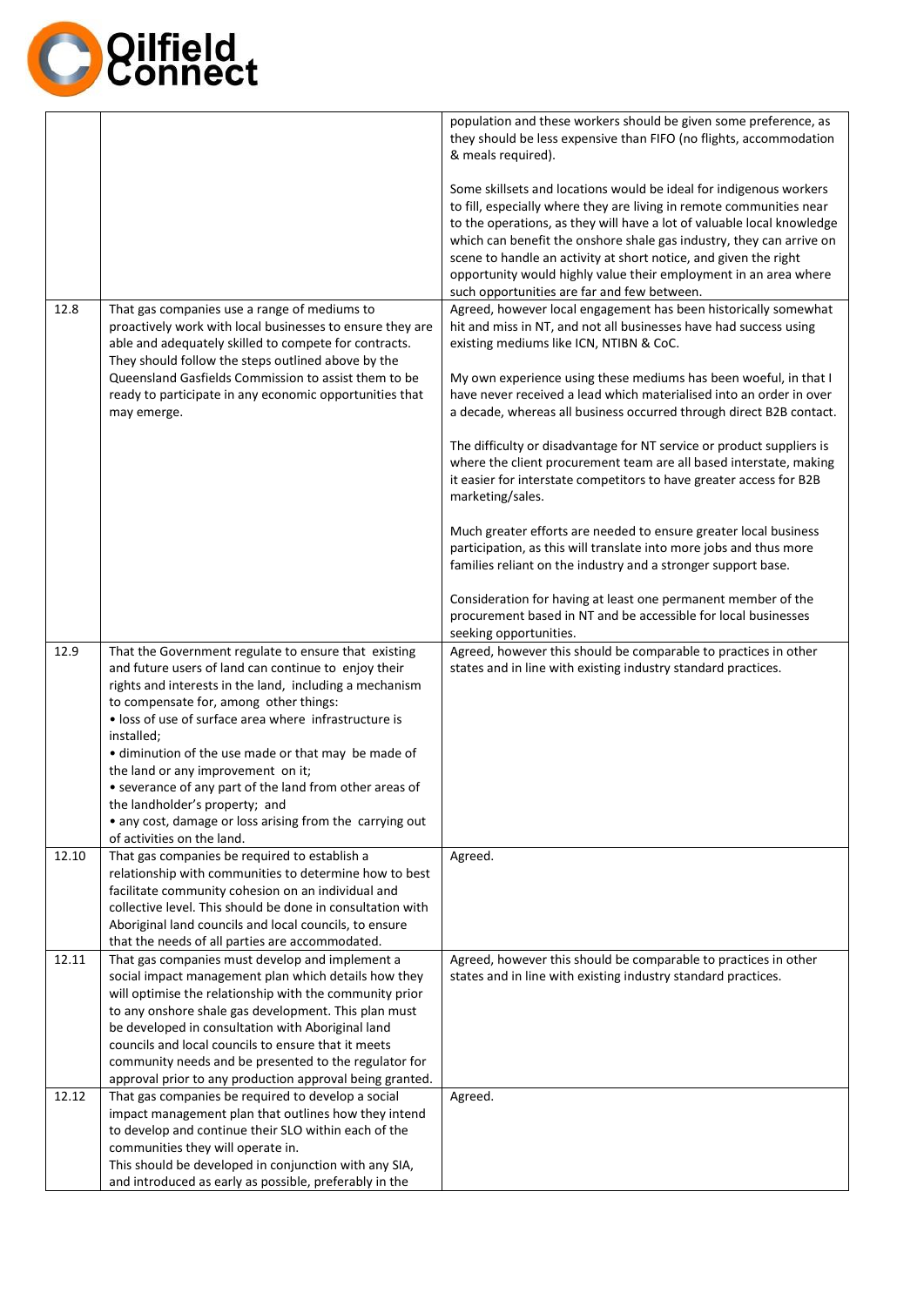| | | |
|---|---|---|
| | | population and these workers should be given some preference, as they should be less expensive than FIFO (no flights, accommodation & meals required).<br><br>Some skillsets and locations would be ideal for indigenous workers to fill, especially where they are living in remote communities near to the operations, as they will have a lot of valuable local knowledge which can benefit the onshore shale gas industry, they can arrive on scene to handle an activity at short notice, and given the right opportunity would highly value their employment in an area where such opportunities are far and few between. |
| 12.8 | That gas companies use a range of mediums to proactively work with local businesses to ensure they are able and adequately skilled to compete for contracts. They should follow the steps outlined above by the Queensland Gasfields Commission to assist them to be ready to participate in any economic opportunities that may emerge. | Agreed, however local engagement has been historically somewhat hit and miss in NT, and not all businesses have had success using existing mediums like ICN, NTIBN & CoC.<br><br>My own experience using these mediums has been woeful, in that I have never received a lead which materialised into an order in over a decade, whereas all business occurred through direct B2B contact.<br><br>The difficulty or disadvantage for NT service or product suppliers is where the client procurement team are all based interstate, making it easier for interstate competitors to have greater access for B2B marketing/sales.<br><br>Much greater efforts are needed to ensure greater local business participation, as this will translate into more jobs and thus more families reliant on the industry and a stronger support base.<br><br>Consideration for having at least one permanent member of the procurement based in NT and be accessible for local businesses seeking opportunities. |
| 12.9 | That the Government regulate to ensure that existing and future users of land can continue to enjoy their rights and interests in the land, including a mechanism to compensate for, among other things:<br>• loss of use of surface area where infrastructure is installed;<br>• diminution of the use made or that may be made of the land or any improvement on it;<br>• severance of any part of the land from other areas of the landholder's property; and<br>• any cost, damage or loss arising from the carrying out of activities on the land. | Agreed, however this should be comparable to practices in other states and in line with existing industry standard practices. |
| 12.10 | That gas companies be required to establish a relationship with communities to determine how to best facilitate community cohesion on an individual and collective level. This should be done in consultation with Aboriginal land councils and local councils, to ensure that the needs of all parties are accommodated. | Agreed. |
| 12.11 | That gas companies must develop and implement a social impact management plan which details how they will optimise the relationship with the community prior to any onshore shale gas development. This plan must be developed in consultation with Aboriginal land councils and local councils to ensure that it meets community needs and be presented to the regulator for approval prior to any production approval being granted. | Agreed, however this should be comparable to practices in other states and in line with existing industry standard practices. |
| 12.12 | That gas companies be required to develop a social impact management plan that outlines how they intend to develop and continue their SLO within each of the communities they will operate in.<br>This should be developed in conjunction with any SIA, and introduced as early as possible, preferably in the | Agreed. |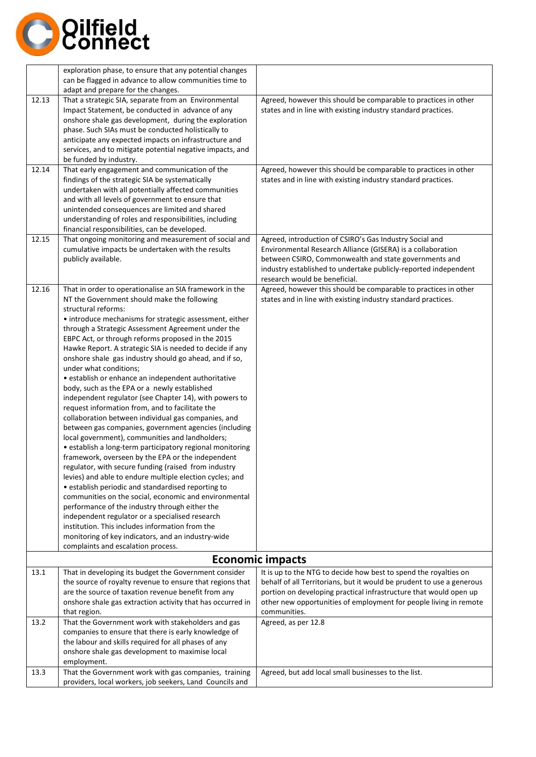| | | |
|---|---|---|
| | exploration phase, to ensure that any potential changes can be flagged in advance to allow communities time to adapt and prepare for the changes. | |
| 12.13 | That a strategic SIA, separate from an Environmental Impact Statement, be conducted in advance of any onshore shale gas development, during the exploration phase. Such SIAs must be conducted holistically to anticipate any expected impacts on infrastructure and services, and to mitigate potential negative impacts, and be funded by industry. | Agreed, however this should be comparable to practices in other states and in line with existing industry standard practices. |
| 12.14 | That early engagement and communication of the findings of the strategic SIA be systematically undertaken with all potentially affected communities and with all levels of government to ensure that unintended consequences are limited and shared understanding of roles and responsibilities, including financial responsibilities, can be developed. | Agreed, however this should be comparable to practices in other states and in line with existing industry standard practices. |
| 12.15 | That ongoing monitoring and measurement of social and cumulative impacts be undertaken with the results publicly available. | Agreed, introduction of CSIRO's Gas Industry Social and Environmental Research Alliance (GISERA) is a collaboration between CSIRO, Commonwealth and state governments and industry established to undertake publicly-reported independent research would be beneficial. |
| 12.16 | That in order to operationalise an SIA framework in the NT the Government should make the following structural reforms:<br>• introduce mechanisms for strategic assessment, either through a Strategic Assessment Agreement under the EBPC Act, or through reforms proposed in the 2015 Hawke Report. A strategic SIA is needed to decide if any onshore shale gas industry should go ahead, and if so, under what conditions;<br>• establish or enhance an independent authoritative body, such as the EPA or a newly established independent regulator (see Chapter 14), with powers to request information from, and to facilitate the collaboration between individual gas companies, and between gas companies, government agencies (including local government), communities and landholders;<br>• establish a long-term participatory regional monitoring framework, overseen by the EPA or the independent regulator, with secure funding (raised from industry levies) and able to endure multiple election cycles; and<br>• establish periodic and standardised reporting to communities on the social, economic and environmental performance of the industry through either the independent regulator or a specialised research institution. This includes information from the monitoring of key indicators, and an industry-wide complaints and escalation process. | Agreed, however this should be comparable to practices in other states and in line with existing industry standard practices. |
| | **Economic impacts** | |
| 13.1 | That in developing its budget the Government consider the source of royalty revenue to ensure that regions that are the source of taxation revenue benefit from any onshore shale gas extraction activity that has occurred in that region. | It is up to the NTG to decide how best to spend the royalties on behalf of all Territorians, but it would be prudent to use a generous portion on developing practical infrastructure that would open up other new opportunities of employment for people living in remote communities. |
| 13.2 | That the Government work with stakeholders and gas companies to ensure that there is early knowledge of the labour and skills required for all phases of any onshore shale gas development to maximise local employment. | Agreed, as per 12.8 |
| 13.3 | That the Government work with gas companies, training providers, local workers, job seekers, Land Councils and | Agreed, but add local small businesses to the list. |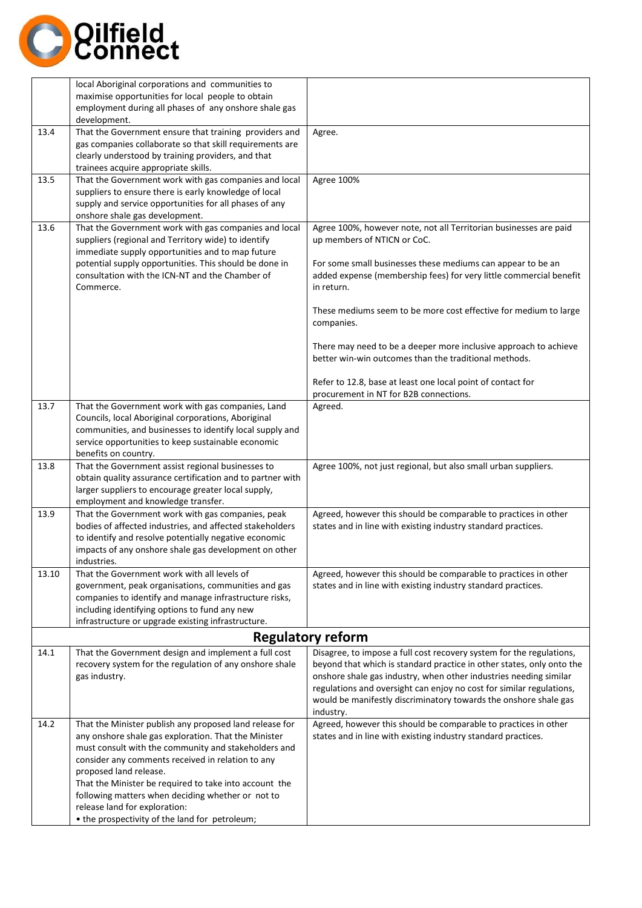| | | |
|---|---|---|
| | local Aboriginal corporations and communities to maximise opportunities for local people to obtain employment during all phases of any onshore shale gas development. | |
| 13.4 | That the Government ensure that training providers and gas companies collaborate so that skill requirements are clearly understood by training providers, and that trainees acquire appropriate skills. | Agree. |
| 13.5 | That the Government work with gas companies and local suppliers to ensure there is early knowledge of local supply and service opportunities for all phases of any onshore shale gas development. | Agree 100% |
| 13.6 | That the Government work with gas companies and local suppliers (regional and Territory wide) to identify immediate supply opportunities and to map future potential supply opportunities. This should be done in consultation with the ICN-NT and the Chamber of Commerce. | Agree 100%, however note, not all Territorian businesses are paid up members of NTICN or CoC.<br><br>For some small businesses these mediums can appear to be an added expense (membership fees) for very little commercial benefit in return.<br><br>These mediums seem to be more cost effective for medium to large companies.<br><br>There may need to be a deeper more inclusive approach to achieve better win-win outcomes than the traditional methods.<br><br>Refer to 12.8, base at least one local point of contact for procurement in NT for B2B connections. |
| 13.7 | That the Government work with gas companies, Land Councils, local Aboriginal corporations, Aboriginal communities, and businesses to identify local supply and service opportunities to keep sustainable economic benefits on country. | Agreed. |
| 13.8 | That the Government assist regional businesses to obtain quality assurance certification and to partner with larger suppliers to encourage greater local supply, employment and knowledge transfer. | Agree 100%, not just regional, but also small urban suppliers. |
| 13.9 | That the Government work with gas companies, peak bodies of affected industries, and affected stakeholders to identify and resolve potentially negative economic impacts of any onshore shale gas development on other industries. | Agreed, however this should be comparable to practices in other states and in line with existing industry standard practices. |
| 13.10 | That the Government work with all levels of government, peak organisations, communities and gas companies to identify and manage infrastructure risks, including identifying options to fund any new infrastructure or upgrade existing infrastructure. | Agreed, however this should be comparable to practices in other states and in line with existing industry standard practices. |
| | **Regulatory reform** | |
| 14.1 | That the Government design and implement a full cost recovery system for the regulation of any onshore shale gas industry. | Disagree, to impose a full cost recovery system for the regulations, beyond that which is standard practice in other states, only onto the onshore shale gas industry, when other industries needing similar regulations and oversight can enjoy no cost for similar regulations, would be manifestly discriminatory towards the onshore shale gas industry. |
| 14.2 | That the Minister publish any proposed land release for any onshore shale gas exploration. That the Minister must consult with the community and stakeholders and consider any comments received in relation to any proposed land release.<br>That the Minister be required to take into account the following matters when deciding whether or not to release land for exploration:<br>• the prospectivity of the land for petroleum; | Agreed, however this should be comparable to practices in other states and in line with existing industry standard practices. |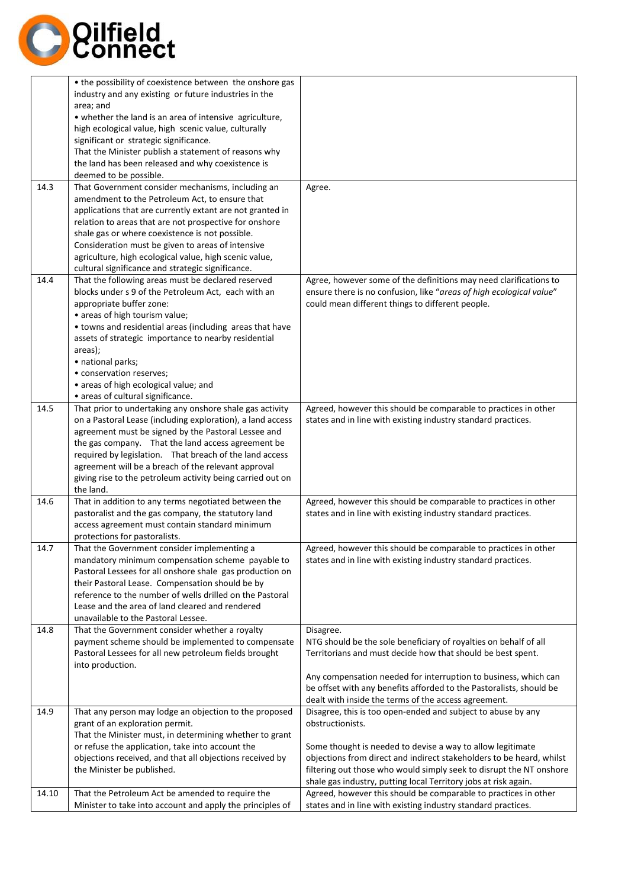| | | |
|---|---|---|
| | • the possibility of coexistence between the onshore gas industry and any existing or future industries in the area; and<br>• whether the land is an area of intensive agriculture, high ecological value, high scenic value, culturally significant or strategic significance.<br>That the Minister publish a statement of reasons why the land has been released and why coexistence is deemed to be possible. | |
| 14.3 | That Government consider mechanisms, including an amendment to the Petroleum Act, to ensure that applications that are currently extant are not granted in relation to areas that are not prospective for onshore shale gas or where coexistence is not possible. Consideration must be given to areas of intensive agriculture, high ecological value, high scenic value, cultural significance and strategic significance. | Agree. |
| 14.4 | That the following areas must be declared reserved blocks under s 9 of the Petroleum Act, each with an appropriate buffer zone:<br>• areas of high tourism value;<br>• towns and residential areas (including areas that have assets of strategic importance to nearby residential areas);<br>• national parks;<br>• conservation reserves;<br>• areas of high ecological value; and<br>• areas of cultural significance. | Agree, however some of the definitions may need clarifications to ensure there is no confusion, like *"areas of high ecological value"* could mean different things to different people. |
| 14.5 | That prior to undertaking any onshore shale gas activity on a Pastoral Lease (including exploration), a land access agreement must be signed by the Pastoral Lessee and the gas company. That the land access agreement be required by legislation. That breach of the land access agreement will be a breach of the relevant approval giving rise to the petroleum activity being carried out on the land. | Agreed, however this should be comparable to practices in other states and in line with existing industry standard practices. |
| 14.6 | That in addition to any terms negotiated between the pastoralist and the gas company, the statutory land access agreement must contain standard minimum protections for pastoralists. | Agreed, however this should be comparable to practices in other states and in line with existing industry standard practices. |
| 14.7 | That the Government consider implementing a mandatory minimum compensation scheme payable to Pastoral Lessees for all onshore shale gas production on their Pastoral Lease. Compensation should be by reference to the number of wells drilled on the Pastoral Lease and the area of land cleared and rendered unavailable to the Pastoral Lessee. | Agreed, however this should be comparable to practices in other states and in line with existing industry standard practices. |
| 14.8 | That the Government consider whether a royalty payment scheme should be implemented to compensate Pastoral Lessees for all new petroleum fields brought into production. | Disagree.<br>NTG should be the sole beneficiary of royalties on behalf of all Territorians and must decide how that should be best spent.<br><br>Any compensation needed for interruption to business, which can be offset with any benefits afforded to the Pastoralists, should be dealt with inside the terms of the access agreement. |
| 14.9 | That any person may lodge an objection to the proposed grant of an exploration permit.<br>That the Minister must, in determining whether to grant or refuse the application, take into account the objections received, and that all objections received by the Minister be published. | Disagree, this is too open-ended and subject to abuse by any obstructionists.<br><br>Some thought is needed to devise a way to allow legitimate objections from direct and indirect stakeholders to be heard, whilst filtering out those who would simply seek to disrupt the NT onshore shale gas industry, putting local Territory jobs at risk again. |
| 14.10 | That the Petroleum Act be amended to require the Minister to take into account and apply the principles of | Agreed, however this should be comparable to practices in other states and in line with existing industry standard practices. |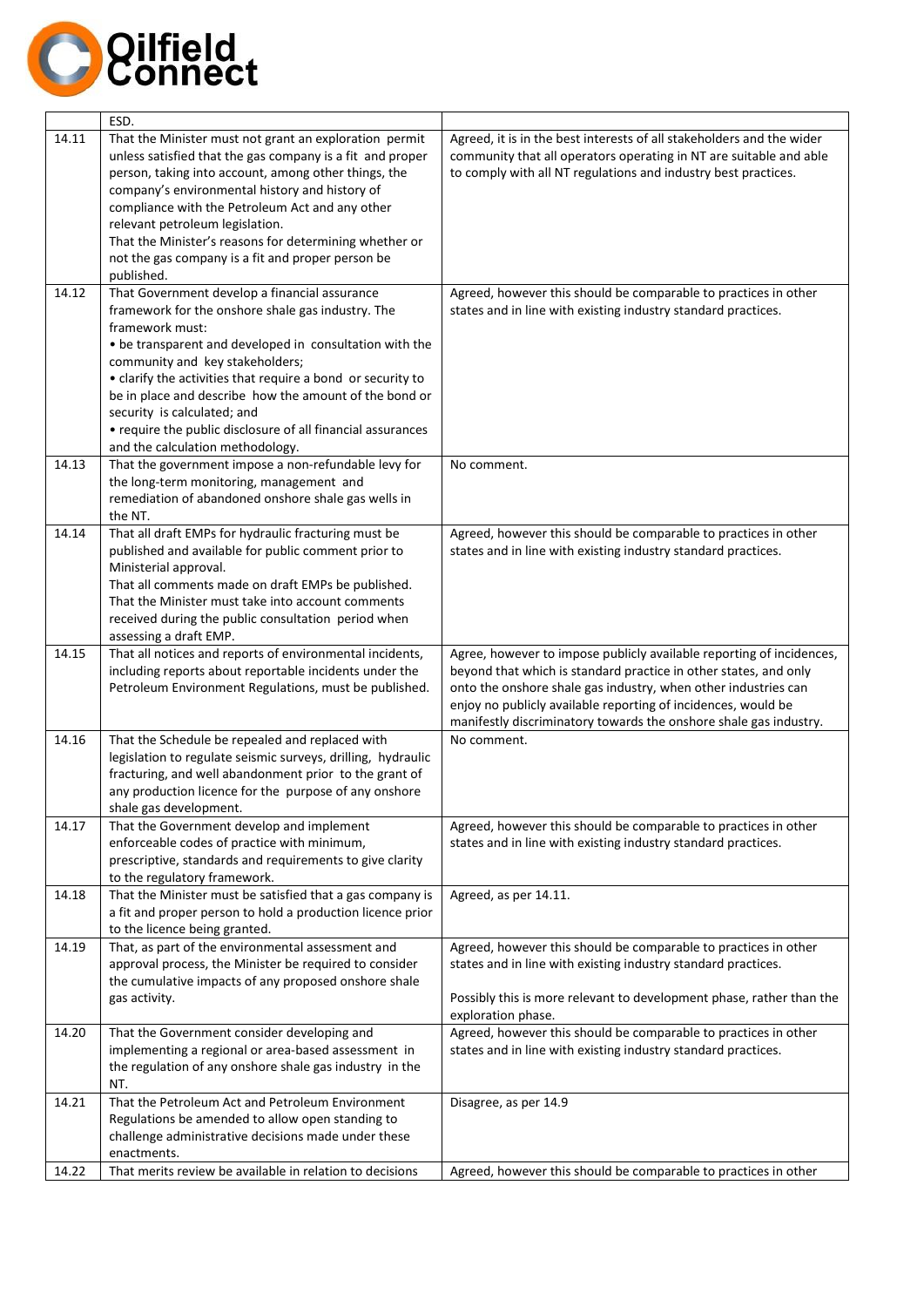| | | |
|---|---|---|
| | ESD. | |
| 14.11 | That the Minister must not grant an exploration permit unless satisfied that the gas company is a fit and proper person, taking into account, among other things, the company's environmental history and history of compliance with the Petroleum Act and any other relevant petroleum legislation.<br>That the Minister's reasons for determining whether or not the gas company is a fit and proper person be published. | Agreed, it is in the best interests of all stakeholders and the wider community that all operators operating in NT are suitable and able to comply with all NT regulations and industry best practices. |
| 14.12 | That Government develop a financial assurance framework for the onshore shale gas industry. The framework must:<br>• be transparent and developed in consultation with the community and key stakeholders;<br>• clarify the activities that require a bond or security to be in place and describe how the amount of the bond or security is calculated; and<br>• require the public disclosure of all financial assurances and the calculation methodology. | Agreed, however this should be comparable to practices in other states and in line with existing industry standard practices. |
| 14.13 | That the government impose a non-refundable levy for the long-term monitoring, management and remediation of abandoned onshore shale gas wells in the NT. | No comment. |
| 14.14 | That all draft EMPs for hydraulic fracturing must be published and available for public comment prior to Ministerial approval.<br>That all comments made on draft EMPs be published.<br>That the Minister must take into account comments received during the public consultation period when assessing a draft EMP. | Agreed, however this should be comparable to practices in other states and in line with existing industry standard practices. |
| 14.15 | That all notices and reports of environmental incidents, including reports about reportable incidents under the Petroleum Environment Regulations, must be published. | Agree, however to impose publicly available reporting of incidences, beyond that which is standard practice in other states, and only onto the onshore shale gas industry, when other industries can enjoy no publicly available reporting of incidences, would be manifestly discriminatory towards the onshore shale gas industry. |
| 14.16 | That the Schedule be repealed and replaced with legislation to regulate seismic surveys, drilling, hydraulic fracturing, and well abandonment prior to the grant of any production licence for the purpose of any onshore shale gas development. | No comment. |
| 14.17 | That the Government develop and implement enforceable codes of practice with minimum, prescriptive, standards and requirements to give clarity to the regulatory framework. | Agreed, however this should be comparable to practices in other states and in line with existing industry standard practices. |
| 14.18 | That the Minister must be satisfied that a gas company is a fit and proper person to hold a production licence prior to the licence being granted. | Agreed, as per 14.11. |
| 14.19 | That, as part of the environmental assessment and approval process, the Minister be required to consider the cumulative impacts of any proposed onshore shale gas activity. | Agreed, however this should be comparable to practices in other states and in line with existing industry standard practices.<br><br>Possibly this is more relevant to development phase, rather than the exploration phase. |
| 14.20 | That the Government consider developing and implementing a regional or area-based assessment in the regulation of any onshore shale gas industry in the NT. | Agreed, however this should be comparable to practices in other states and in line with existing industry standard practices. |
| 14.21 | That the Petroleum Act and Petroleum Environment Regulations be amended to allow open standing to challenge administrative decisions made under these enactments. | Disagree, as per 14.9 |
| 14.22 | That merits review be available in relation to decisions | Agreed, however this should be comparable to practices in other |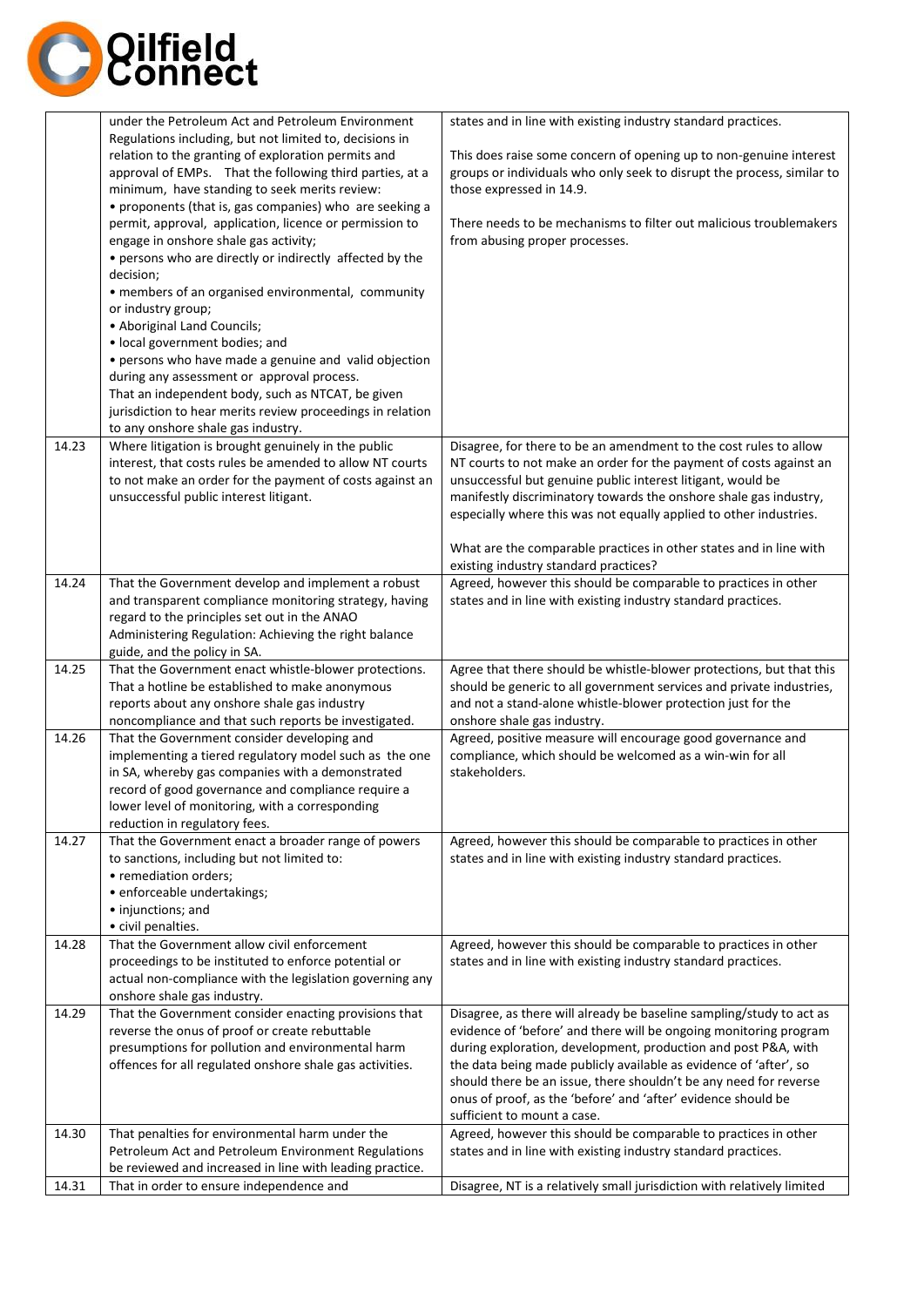| | | |
|---|---|---|
| | under the Petroleum Act and Petroleum Environment Regulations including, but not limited to, decisions in relation to the granting of exploration permits and approval of EMPs. That the following third parties, at a minimum, have standing to seek merits review:<br>• proponents (that is, gas companies) who are seeking a permit, approval, application, licence or permission to engage in onshore shale gas activity;<br>• persons who are directly or indirectly affected by the decision;<br>• members of an organised environmental, community or industry group;<br>• Aboriginal Land Councils;<br>• local government bodies; and<br>• persons who have made a genuine and valid objection during any assessment or approval process.<br>That an independent body, such as NTCAT, be given jurisdiction to hear merits review proceedings in relation to any onshore shale gas industry. | states and in line with existing industry standard practices.<br><br>This does raise some concern of opening up to non-genuine interest groups or individuals who only seek to disrupt the process, similar to those expressed in 14.9.<br><br>There needs to be mechanisms to filter out malicious troublemakers from abusing proper processes. |
| 14.23 | Where litigation is brought genuinely in the public interest, that costs rules be amended to allow NT courts to not make an order for the payment of costs against an unsuccessful public interest litigant. | Disagree, for there to be an amendment to the cost rules to allow NT courts to not make an order for the payment of costs against an unsuccessful but genuine public interest litigant, would be manifestly discriminatory towards the onshore shale gas industry, especially where this was not equally applied to other industries.<br><br>What are the comparable practices in other states and in line with existing industry standard practices? |
| 14.24 | That the Government develop and implement a robust and transparent compliance monitoring strategy, having regard to the principles set out in the ANAO Administering Regulation: Achieving the right balance guide, and the policy in SA. | Agreed, however this should be comparable to practices in other states and in line with existing industry standard practices. |
| 14.25 | That the Government enact whistle-blower protections. That a hotline be established to make anonymous reports about any onshore shale gas industry noncompliance and that such reports be investigated. | Agree that there should be whistle-blower protections, but that this should be generic to all government services and private industries, and not a stand-alone whistle-blower protection just for the onshore shale gas industry. |
| 14.26 | That the Government consider developing and implementing a tiered regulatory model such as the one in SA, whereby gas companies with a demonstrated record of good governance and compliance require a lower level of monitoring, with a corresponding reduction in regulatory fees. | Agreed, positive measure will encourage good governance and compliance, which should be welcomed as a win-win for all stakeholders. |
| 14.27 | That the Government enact a broader range of powers to sanctions, including but not limited to:<br>• remediation orders;<br>• enforceable undertakings;<br>• injunctions; and<br>• civil penalties. | Agreed, however this should be comparable to practices in other states and in line with existing industry standard practices. |
| 14.28 | That the Government allow civil enforcement proceedings to be instituted to enforce potential or actual non-compliance with the legislation governing any onshore shale gas industry. | Agreed, however this should be comparable to practices in other states and in line with existing industry standard practices. |
| 14.29 | That the Government consider enacting provisions that reverse the onus of proof or create rebuttable presumptions for pollution and environmental harm offences for all regulated onshore shale gas activities. | Disagree, as there will already be baseline sampling/study to act as evidence of 'before' and there will be ongoing monitoring program during exploration, development, production and post P&A, with the data being made publicly available as evidence of 'after', so should there be an issue, there shouldn't be any need for reverse onus of proof, as the 'before' and 'after' evidence should be sufficient to mount a case. |
| 14.30 | That penalties for environmental harm under the Petroleum Act and Petroleum Environment Regulations be reviewed and increased in line with leading practice. | Agreed, however this should be comparable to practices in other states and in line with existing industry standard practices. |
| 14.31 | That in order to ensure independence and | Disagree, NT is a relatively small jurisdiction with relatively limited |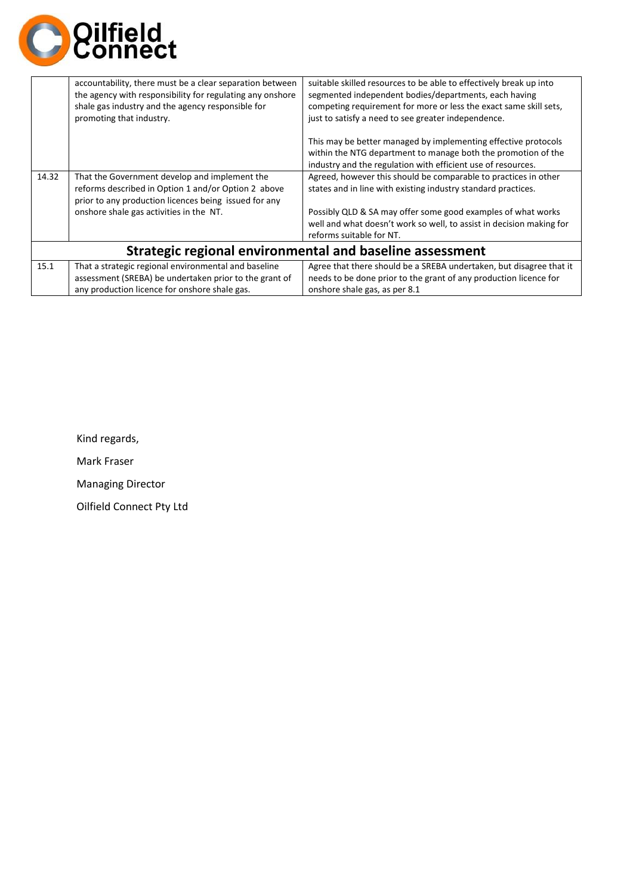| | | |
|---|---|---|
| | accountability, there must be a clear separation between the agency with responsibility for regulating any onshore shale gas industry and the agency responsible for promoting that industry. | suitable skilled resources to be able to effectively break up into segmented independent bodies/departments, each having competing requirement for more or less the exact same skill sets, just to satisfy a need to see greater independence.<br><br>This may be better managed by implementing effective protocols within the NTG department to manage both the promotion of the industry and the regulation with efficient use of resources. |
| 14.32 | That the Government develop and implement the reforms described in Option 1 and/or Option 2 above prior to any production licences being issued for any onshore shale gas activities in the NT. | Agreed, however this should be comparable to practices in other states and in line with existing industry standard practices.<br><br>Possibly QLD & SA may offer some good examples of what works well and what doesn't work so well, to assist in decision making for reforms suitable for NT. |
| **Strategic regional environmental and baseline assessment** | | |
| 15.1 | That a strategic regional environmental and baseline assessment (SREBA) be undertaken prior to the grant of any production licence for onshore shale gas. | Agree that there should be a SREBA undertaken, but disagree that it needs to be done prior to the grant of any production licence for onshore shale gas, as per 8.1 |

Kind regards,

Mark Fraser

Managing Director

Oilfield Connect Pty Ltd